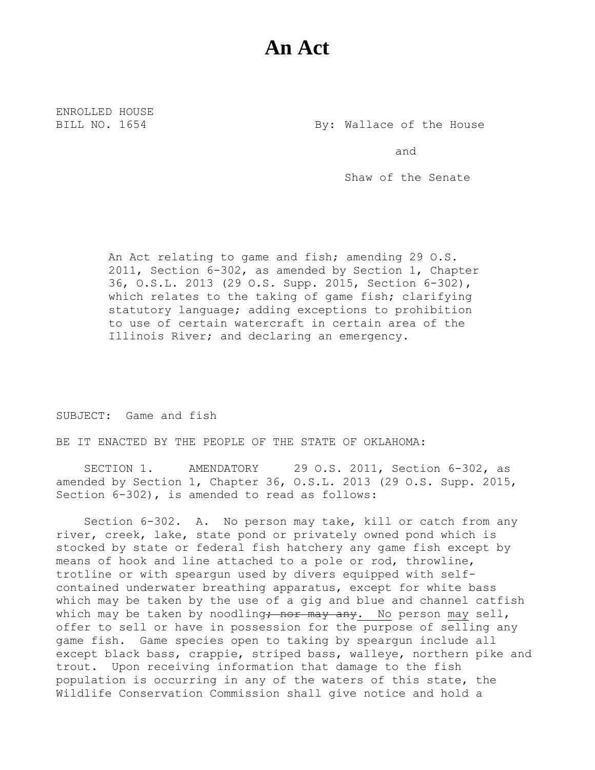# An Act

ENROLLED HOUSE
BILL NO. 1654

By: Wallace of the House

and

Shaw of the Senate

An Act relating to game and fish; amending 29 O.S. 2011, Section 6-302, as amended by Section 1, Chapter 36, O.S.L. 2013 (29 O.S. Supp. 2015, Section 6-302), which relates to the taking of game fish; clarifying statutory language; adding exceptions to prohibition to use of certain watercraft in certain area of the Illinois River; and declaring an emergency.

SUBJECT: Game and fish

BE IT ENACTED BY THE PEOPLE OF THE STATE OF OKLAHOMA:

SECTION 1. AMENDATORY 29 O.S. 2011, Section 6-302, as amended by Section 1, Chapter 36, O.S.L. 2013 (29 O.S. Supp. 2015, Section 6-302), is amended to read as follows:

Section 6-302. A. No person may take, kill or catch from any river, creek, lake, state pond or privately owned pond which is stocked by state or federal fish hatchery any game fish except by means of hook and line attached to a pole or rod, throwline, trotline or with speargun used by divers equipped with self-contained underwater breathing apparatus, except for white bass which may be taken by the use of a gig and blue and channel catfish which may be taken by noodling~~; nor may any~~. No person may sell, offer to sell or have in possession for the purpose of selling any game fish. Game species open to taking by speargun include all except black bass, crappie, striped bass, walleye, northern pike and trout. Upon receiving information that damage to the fish population is occurring in any of the waters of this state, the Wildlife Conservation Commission shall give notice and hold a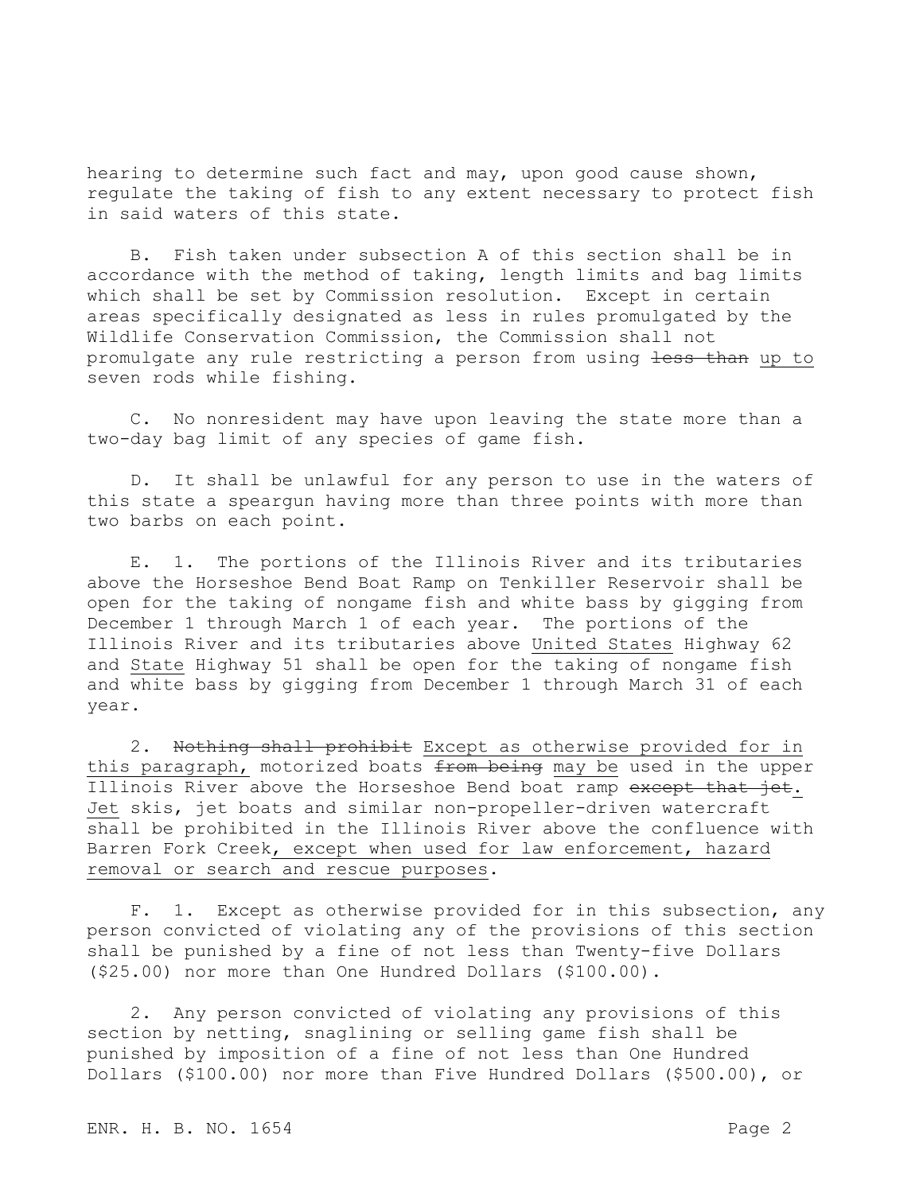hearing to determine such fact and may, upon good cause shown, regulate the taking of fish to any extent necessary to protect fish in said waters of this state.

B. Fish taken under subsection A of this section shall be in accordance with the method of taking, length limits and bag limits which shall be set by Commission resolution. Except in certain areas specifically designated as less in rules promulgated by the Wildlife Conservation Commission, the Commission shall not promulgate any rule restricting a person from using ~~less than~~ <u>up to</u> seven rods while fishing.

C. No nonresident may have upon leaving the state more than a two-day bag limit of any species of game fish.

D. It shall be unlawful for any person to use in the waters of this state a speargun having more than three points with more than two barbs on each point.

E. 1. The portions of the Illinois River and its tributaries above the Horseshoe Bend Boat Ramp on Tenkiller Reservoir shall be open for the taking of nongame fish and white bass by gigging from December 1 through March 1 of each year. The portions of the Illinois River and its tributaries above <u>United States</u> Highway 62 and <u>State</u> Highway 51 shall be open for the taking of nongame fish and white bass by gigging from December 1 through March 31 of each year.

2. ~~Nothing shall prohibit~~ <u>Except as otherwise provided for in this paragraph,</u> motorized boats ~~from being~~ <u>may be</u> used in the upper Illinois River above the Horseshoe Bend boat ramp ~~except that jet~~<u>. Jet</u> skis, jet boats and similar non-propeller-driven watercraft shall be prohibited in the Illinois River above the confluence with Barren Fork Creek<u>, except when used for law enforcement, hazard removal or search and rescue purposes</u>.

F. 1. Except as otherwise provided for in this subsection, any person convicted of violating any of the provisions of this section shall be punished by a fine of not less than Twenty-five Dollars ($25.00) nor more than One Hundred Dollars ($100.00).

2. Any person convicted of violating any provisions of this section by netting, snaglining or selling game fish shall be punished by imposition of a fine of not less than One Hundred Dollars ($100.00) nor more than Five Hundred Dollars ($500.00), or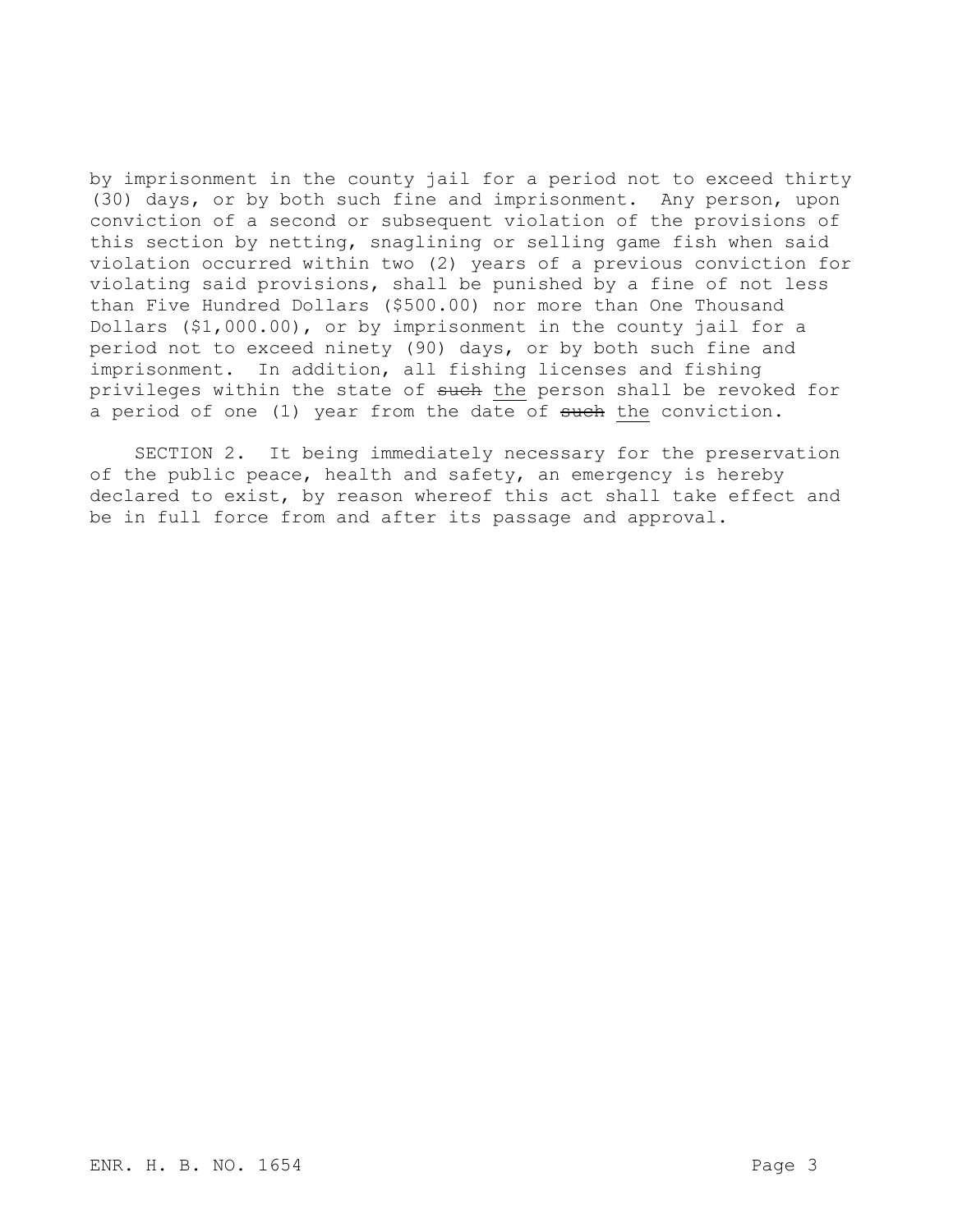by imprisonment in the county jail for a period not to exceed thirty (30) days, or by both such fine and imprisonment. Any person, upon conviction of a second or subsequent violation of the provisions of this section by netting, snaglining or selling game fish when said violation occurred within two (2) years of a previous conviction for violating said provisions, shall be punished by a fine of not less than Five Hundred Dollars ($500.00) nor more than One Thousand Dollars ($1,000.00), or by imprisonment in the county jail for a period not to exceed ninety (90) days, or by both such fine and imprisonment. In addition, all fishing licenses and fishing privileges within the state of ~~such~~ the person shall be revoked for a period of one (1) year from the date of ~~such~~ the conviction.

SECTION 2. It being immediately necessary for the preservation of the public peace, health and safety, an emergency is hereby declared to exist, by reason whereof this act shall take effect and be in full force from and after its passage and approval.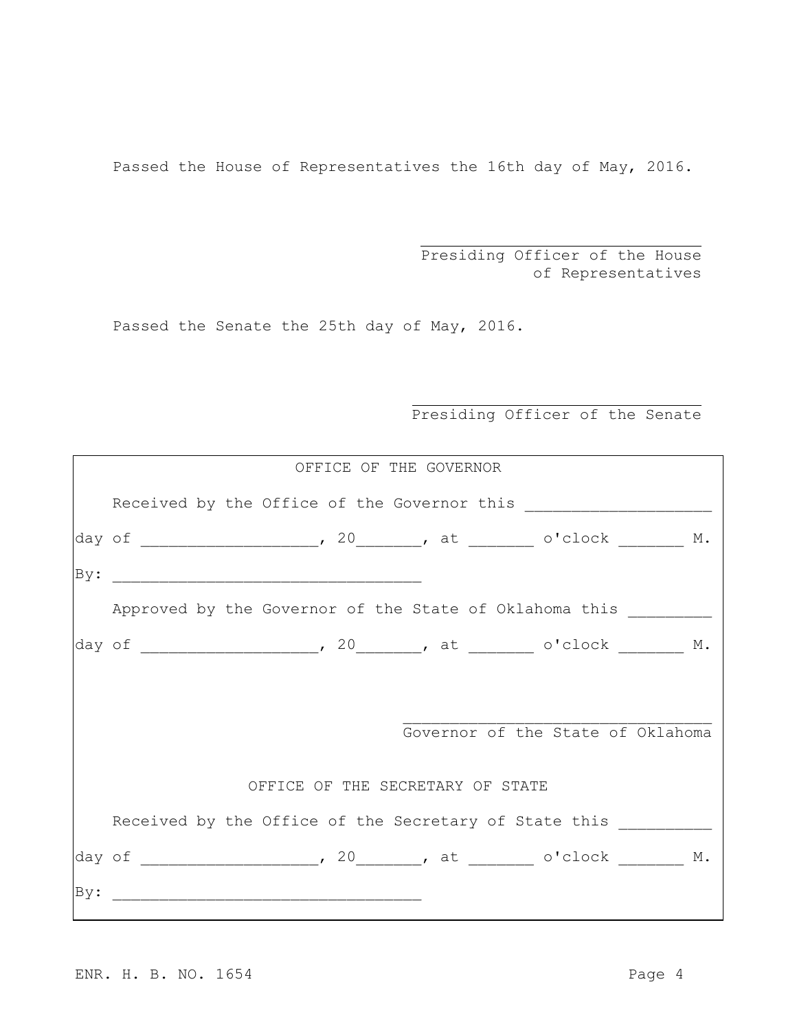Passed the House of Representatives the 16th day of May, 2016.

\_\_\_\_\_\_\_\_\_\_\_\_\_\_\_\_\_\_\_\_\_\_\_\_\_\_\_\_\_\_\_\_
Presiding Officer of the House of Representatives

Passed the Senate the 25th day of May, 2016.

\_\_\_\_\_\_\_\_\_\_\_\_\_\_\_\_\_\_\_\_\_\_\_\_\_\_\_\_\_\_\_\_
Presiding Officer of the Senate

OFFICE OF THE GOVERNOR

Received by the Office of the Governor this \_\_\_\_\_\_\_\_\_\_\_\_\_\_\_\_\_\_\_\_ day of \_\_\_\_\_\_\_\_\_\_\_\_\_\_\_\_\_\_\_, 20\_\_\_\_\_\_\_, at \_\_\_\_\_\_\_ o'clock \_\_\_\_\_\_\_ M.

By: \_\_\_\_\_\_\_\_\_\_\_\_\_\_\_\_\_\_\_\_\_\_\_\_\_\_\_\_\_\_\_\_\_

Approved by the Governor of the State of Oklahoma this \_\_\_\_\_\_\_\_\_ day of \_\_\_\_\_\_\_\_\_\_\_\_\_\_\_\_\_\_\_, 20\_\_\_\_\_\_\_, at \_\_\_\_\_\_\_ o'clock \_\_\_\_\_\_\_ M.

\_\_\_\_\_\_\_\_\_\_\_\_\_\_\_\_\_\_\_\_\_\_\_\_\_\_\_\_\_\_\_\_\_
Governor of the State of Oklahoma

OFFICE OF THE SECRETARY OF STATE

Received by the Office of the Secretary of State this \_\_\_\_\_\_\_\_\_\_ day of \_\_\_\_\_\_\_\_\_\_\_\_\_\_\_\_\_\_\_, 20\_\_\_\_\_\_\_, at \_\_\_\_\_\_\_ o'clock \_\_\_\_\_\_\_ M.

By: \_\_\_\_\_\_\_\_\_\_\_\_\_\_\_\_\_\_\_\_\_\_\_\_\_\_\_\_\_\_\_\_\_

ENR. H. B. NO. 1654